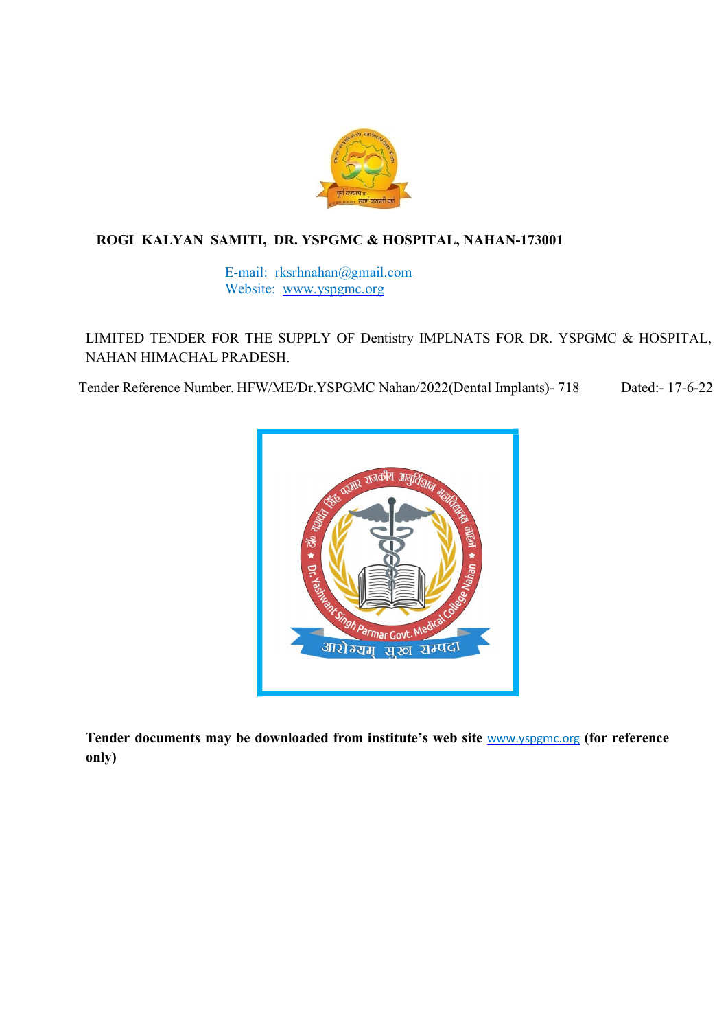**ROGI KALYAN SAMITI, DR. YSPGMC & HOSPITAL, NAHAN-173001**

E-mail: rksrhnahan@gmail.com
Website: www.yspgmc.org

LIMITED TENDER FOR THE SUPPLY OF Dentistry IMPLNATS FOR DR. YSPGMC & HOSPITAL, NAHAN HIMACHAL PRADESH.

Tender Reference Number. HFW/ME/Dr.YSPGMC Nahan/2022(Dental Implants)- 718 Dated:- 17-6-22

**Tender documents may be downloaded from institute's web site** www.yspgmc.org **(for reference only)**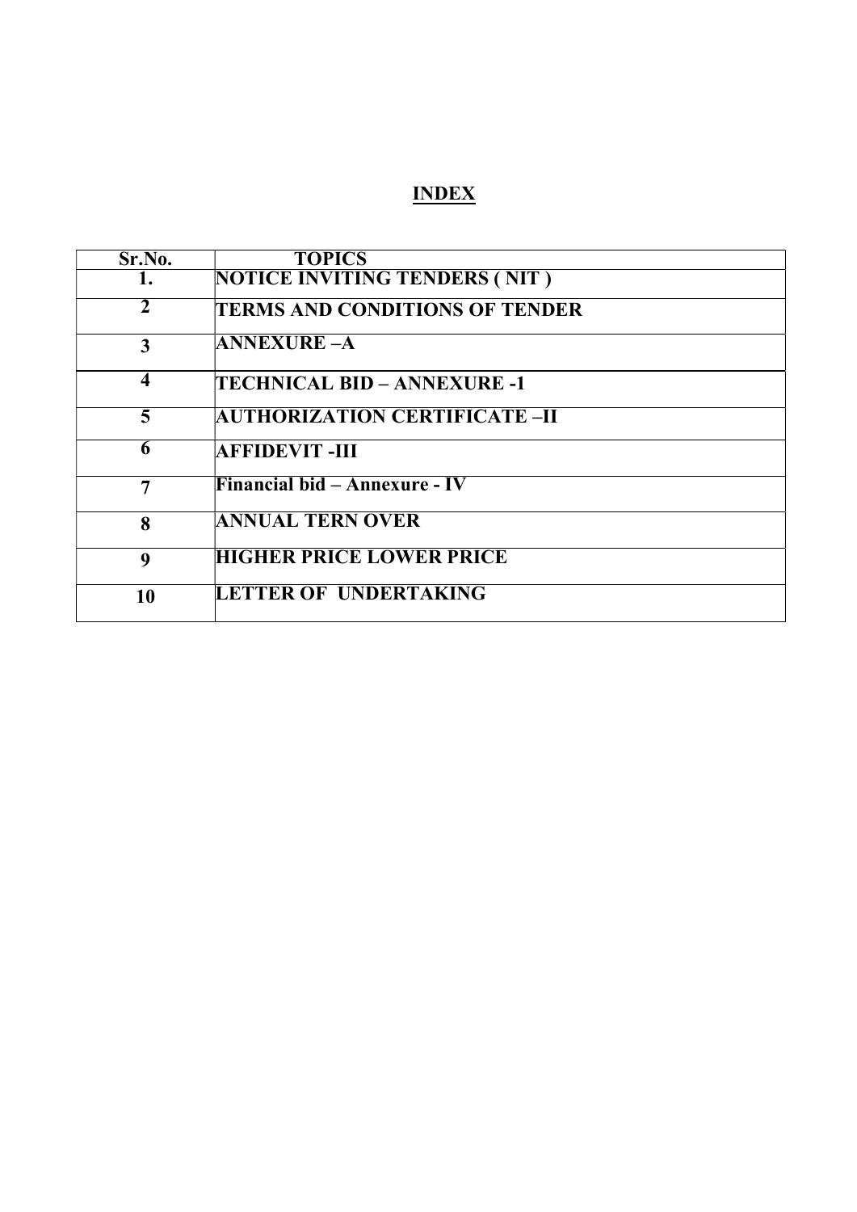# INDEX

| Sr.No. | TOPICS |
|---|---|
| 1. | NOTICE INVITING TENDERS ( NIT ) |
| 2 | TERMS AND CONDITIONS OF TENDER |
| 3 | ANNEXURE –A |
| 4 | TECHNICAL BID – ANNEXURE -1 |
| 5 | AUTHORIZATION CERTIFICATE –II |
| 6 | AFFIDEVIT -III |
| 7 | Financial bid – Annexure - IV |
| 8 | ANNUAL TERN OVER |
| 9 | HIGHER PRICE LOWER PRICE |
| 10 | LETTER OF UNDERTAKING |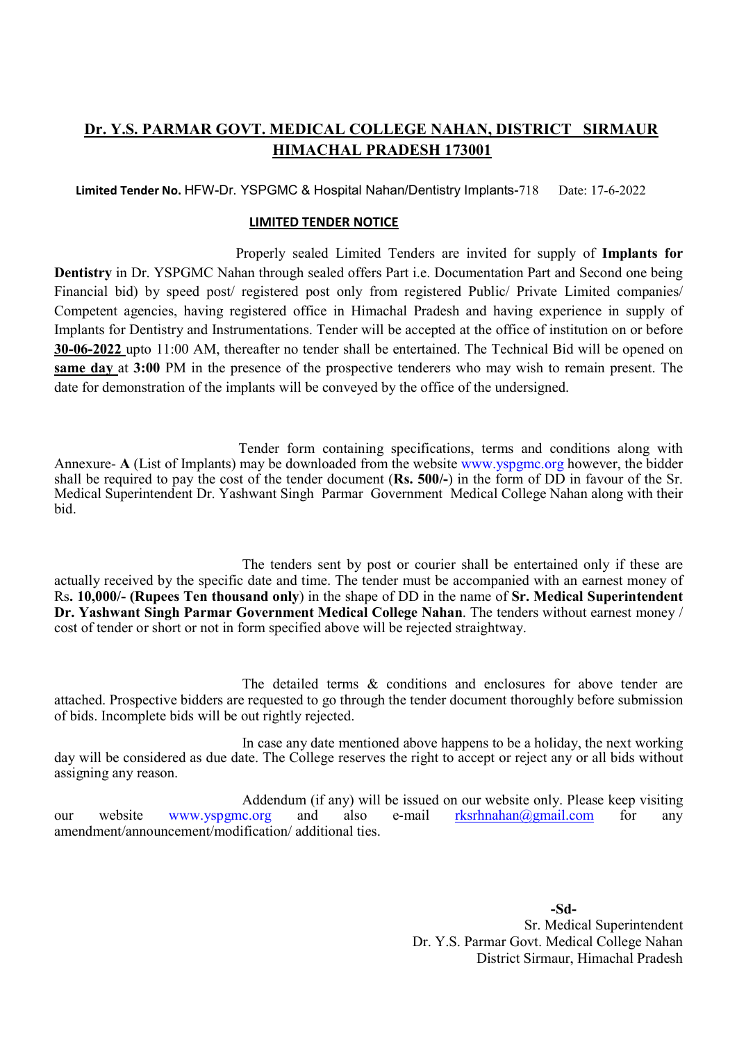# Dr. Y.S. PARMAR GOVT. MEDICAL COLLEGE NAHAN, DISTRICT SIRMAUR HIMACHAL PRADESH 173001

**Limited Tender No.** HFW-Dr. YSPGMC & Hospital Nahan/Dentistry Implants-718 Date: 17-6-2022

## LIMITED TENDER NOTICE

Properly sealed Limited Tenders are invited for supply of **Implants for Dentistry** in Dr. YSPGMC Nahan through sealed offers Part i.e. Documentation Part and Second one being Financial bid) by speed post/ registered post only from registered Public/ Private Limited companies/ Competent agencies, having registered office in Himachal Pradesh and having experience in supply of Implants for Dentistry and Instrumentations. Tender will be accepted at the office of institution on or before **30-06-2022** upto 11:00 AM, thereafter no tender shall be entertained. The Technical Bid will be opened on **same day** at **3:00** PM in the presence of the prospective tenderers who may wish to remain present. The date for demonstration of the implants will be conveyed by the office of the undersigned.

Tender form containing specifications, terms and conditions along with Annexure- **A** (List of Implants) may be downloaded from the website www.yspgmc.org however, the bidder shall be required to pay the cost of the tender document (**Rs. 500/-**) in the form of DD in favour of the Sr. Medical Superintendent Dr. Yashwant Singh Parmar Government Medical College Nahan along with their bid.

The tenders sent by post or courier shall be entertained only if these are actually received by the specific date and time. The tender must be accompanied with an earnest money of Rs**. 10,000/- (Rupees Ten thousand only**) in the shape of DD in the name of **Sr. Medical Superintendent Dr. Yashwant Singh Parmar Government Medical College Nahan**. The tenders without earnest money / cost of tender or short or not in form specified above will be rejected straightway.

The detailed terms & conditions and enclosures for above tender are attached. Prospective bidders are requested to go through the tender document thoroughly before submission of bids. Incomplete bids will be out rightly rejected.

In case any date mentioned above happens to be a holiday, the next working day will be considered as due date. The College reserves the right to accept or reject any or all bids without assigning any reason.

Addendum (if any) will be issued on our website only. Please keep visiting our website www.yspgmc.org and also e-mail rksrhnahan@gmail.com for any amendment/announcement/modification/ additional ties.

**-Sd-**
Sr. Medical Superintendent
Dr. Y.S. Parmar Govt. Medical College Nahan
District Sirmaur, Himachal Pradesh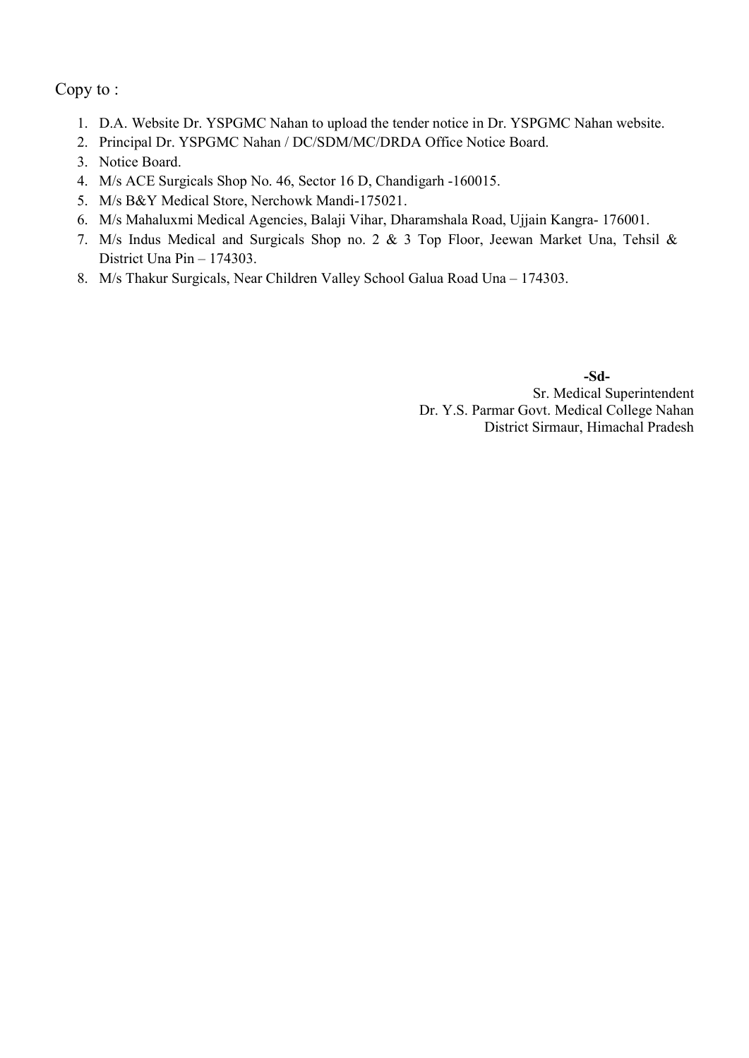Copy to :

1. D.A. Website Dr. YSPGMC Nahan to upload the tender notice in Dr. YSPGMC Nahan website.
2. Principal Dr. YSPGMC Nahan / DC/SDM/MC/DRDA Office Notice Board.
3. Notice Board.
4. M/s ACE Surgicals Shop No. 46, Sector 16 D, Chandigarh -160015.
5. M/s B&Y Medical Store, Nerchowk Mandi-175021.
6. M/s Mahaluxmi Medical Agencies, Balaji Vihar, Dharamshala Road, Ujjain Kangra- 176001.
7. M/s Indus Medical and Surgicals Shop no. 2 & 3 Top Floor, Jeewan Market Una, Tehsil & District Una Pin – 174303.
8. M/s Thakur Surgicals, Near Children Valley School Galua Road Una – 174303.

**-Sd-**

Sr. Medical Superintendent
Dr. Y.S. Parmar Govt. Medical College Nahan
District Sirmaur, Himachal Pradesh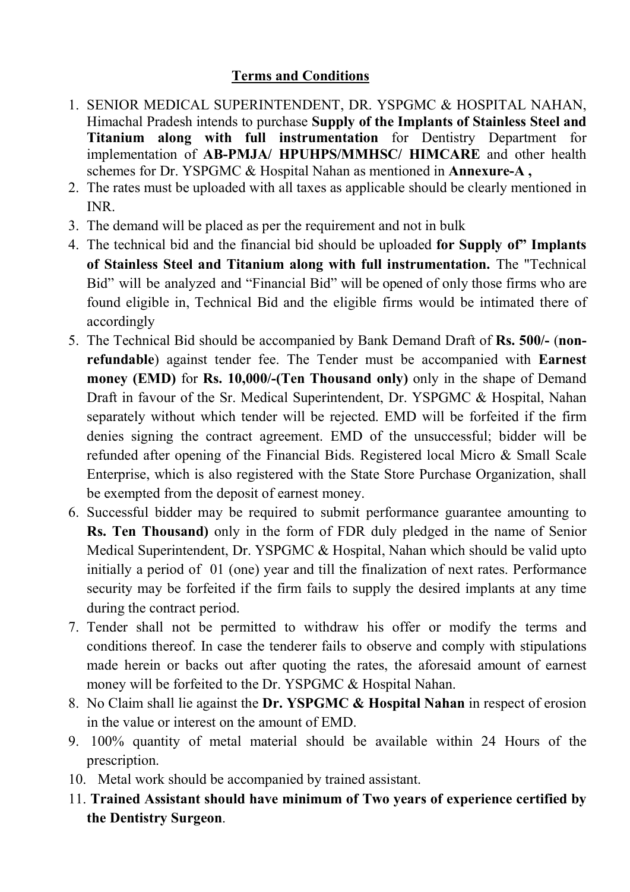## Terms and Conditions

1. SENIOR MEDICAL SUPERINTENDENT, DR. YSPGMC & HOSPITAL NAHAN, Himachal Pradesh intends to purchase **Supply of the Implants of Stainless Steel and Titanium along with full instrumentation** for Dentistry Department for implementation of **AB-PMJA/ HPUHPS/MMHSC/ HIMCARE** and other health schemes for Dr. YSPGMC & Hospital Nahan as mentioned in **Annexure-A ,**
2. The rates must be uploaded with all taxes as applicable should be clearly mentioned in INR.
3. The demand will be placed as per the requirement and not in bulk
4. The technical bid and the financial bid should be uploaded **for Supply of" Implants of Stainless Steel and Titanium along with full instrumentation.** The "Technical Bid" will be analyzed and "Financial Bid" will be opened of only those firms who are found eligible in, Technical Bid and the eligible firms would be intimated there of accordingly
5. The Technical Bid should be accompanied by Bank Demand Draft of **Rs. 500/-** (**non-refundable**) against tender fee. The Tender must be accompanied with **Earnest money (EMD)** for **Rs. 10,000/-(Ten Thousand only)** only in the shape of Demand Draft in favour of the Sr. Medical Superintendent, Dr. YSPGMC & Hospital, Nahan separately without which tender will be rejected. EMD will be forfeited if the firm denies signing the contract agreement. EMD of the unsuccessful; bidder will be refunded after opening of the Financial Bids. Registered local Micro & Small Scale Enterprise, which is also registered with the State Store Purchase Organization, shall be exempted from the deposit of earnest money.
6. Successful bidder may be required to submit performance guarantee amounting to **Rs. Ten Thousand)** only in the form of FDR duly pledged in the name of Senior Medical Superintendent, Dr. YSPGMC & Hospital, Nahan which should be valid upto initially a period of 01 (one) year and till the finalization of next rates. Performance security may be forfeited if the firm fails to supply the desired implants at any time during the contract period.
7. Tender shall not be permitted to withdraw his offer or modify the terms and conditions thereof. In case the tenderer fails to observe and comply with stipulations made herein or backs out after quoting the rates, the aforesaid amount of earnest money will be forfeited to the Dr. YSPGMC & Hospital Nahan.
8. No Claim shall lie against the **Dr. YSPGMC & Hospital Nahan** in respect of erosion in the value or interest on the amount of EMD.
9. 100% quantity of metal material should be available within 24 Hours of the prescription.
10. Metal work should be accompanied by trained assistant.
11. **Trained Assistant should have minimum of Two years of experience certified by the Dentistry Surgeon**.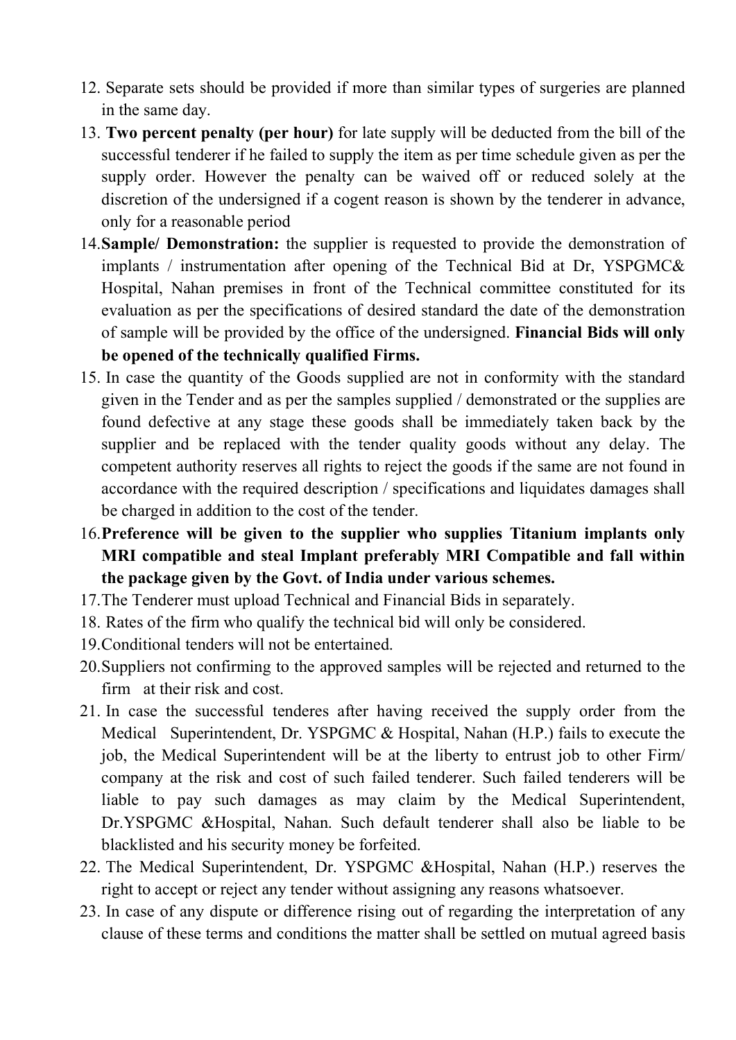12. Separate sets should be provided if more than similar types of surgeries are planned in the same day.
13. **Two percent penalty (per hour)** for late supply will be deducted from the bill of the successful tenderer if he failed to supply the item as per time schedule given as per the supply order. However the penalty can be waived off or reduced solely at the discretion of the undersigned if a cogent reason is shown by the tenderer in advance, only for a reasonable period
14. **Sample/ Demonstration:** the supplier is requested to provide the demonstration of implants / instrumentation after opening of the Technical Bid at Dr, YSPGMC& Hospital, Nahan premises in front of the Technical committee constituted for its evaluation as per the specifications of desired standard the date of the demonstration of sample will be provided by the office of the undersigned. **Financial Bids will only be opened of the technically qualified Firms.**
15. In case the quantity of the Goods supplied are not in conformity with the standard given in the Tender and as per the samples supplied / demonstrated or the supplies are found defective at any stage these goods shall be immediately taken back by the supplier and be replaced with the tender quality goods without any delay. The competent authority reserves all rights to reject the goods if the same are not found in accordance with the required description / specifications and liquidates damages shall be charged in addition to the cost of the tender.
16. **Preference will be given to the supplier who supplies Titanium implants only MRI compatible and steal Implant preferably MRI Compatible and fall within the package given by the Govt. of India under various schemes.**
17. The Tenderer must upload Technical and Financial Bids in separately.
18. Rates of the firm who qualify the technical bid will only be considered.
19. Conditional tenders will not be entertained.
20. Suppliers not confirming to the approved samples will be rejected and returned to the firm at their risk and cost.
21. In case the successful tenderes after having received the supply order from the Medical Superintendent, Dr. YSPGMC & Hospital, Nahan (H.P.) fails to execute the job, the Medical Superintendent will be at the liberty to entrust job to other Firm/ company at the risk and cost of such failed tenderer. Such failed tenderers will be liable to pay such damages as may claim by the Medical Superintendent, Dr.YSPGMC &Hospital, Nahan. Such default tenderer shall also be liable to be blacklisted and his security money be forfeited.
22. The Medical Superintendent, Dr. YSPGMC &Hospital, Nahan (H.P.) reserves the right to accept or reject any tender without assigning any reasons whatsoever.
23. In case of any dispute or difference rising out of regarding the interpretation of any clause of these terms and conditions the matter shall be settled on mutual agreed basis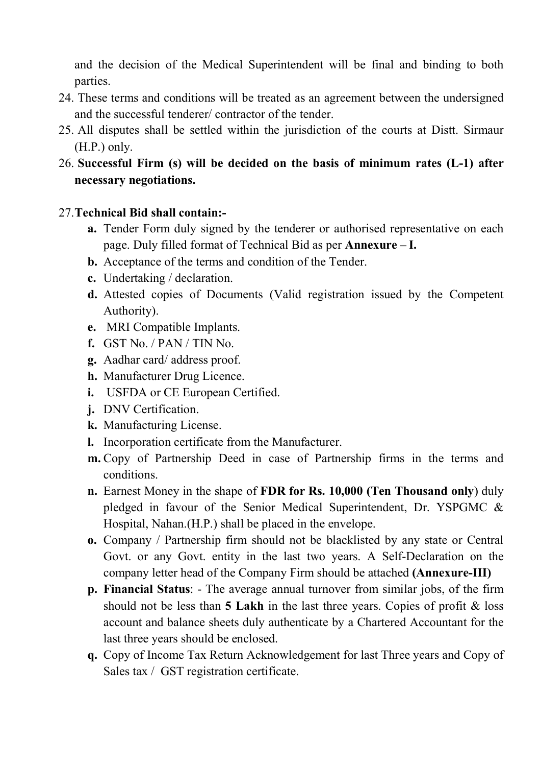and the decision of the Medical Superintendent will be final and binding to both parties.

24. These terms and conditions will be treated as an agreement between the undersigned and the successful tenderer/ contractor of the tender.
25. All disputes shall be settled within the jurisdiction of the courts at Distt. Sirmaur (H.P.) only.
26. **Successful Firm (s) will be decided on the basis of minimum rates (L-1) after necessary negotiations.**

27. **Technical Bid shall contain:-**

   **a.** Tender Form duly signed by the tenderer or authorised representative on each page. Duly filled format of Technical Bid as per **Annexure – I.**

   **b.** Acceptance of the terms and condition of the Tender.

   **c.** Undertaking / declaration.

   **d.** Attested copies of Documents (Valid registration issued by the Competent Authority).

   **e.** MRI Compatible Implants.

   **f.** GST No. / PAN / TIN No.

   **g.** Aadhar card/ address proof.

   **h.** Manufacturer Drug Licence.

   **i.** USFDA or CE European Certified.

   **j.** DNV Certification.

   **k.** Manufacturing License.

   **l.** Incorporation certificate from the Manufacturer.

   **m.** Copy of Partnership Deed in case of Partnership firms in the terms and conditions.

   **n.** Earnest Money in the shape of **FDR for Rs. 10,000 (Ten Thousand only**) duly pledged in favour of the Senior Medical Superintendent, Dr. YSPGMC & Hospital, Nahan.(H.P.) shall be placed in the envelope.

   **o.** Company / Partnership firm should not be blacklisted by any state or Central Govt. or any Govt. entity in the last two years. A Self-Declaration on the company letter head of the Company Firm should be attached **(Annexure-III)**

   **p.** **Financial Status**: - The average annual turnover from similar jobs, of the firm should not be less than **5 Lakh** in the last three years. Copies of profit & loss account and balance sheets duly authenticate by a Chartered Accountant for the last three years should be enclosed.

   **q.** Copy of Income Tax Return Acknowledgement for last Three years and Copy of Sales tax / GST registration certificate.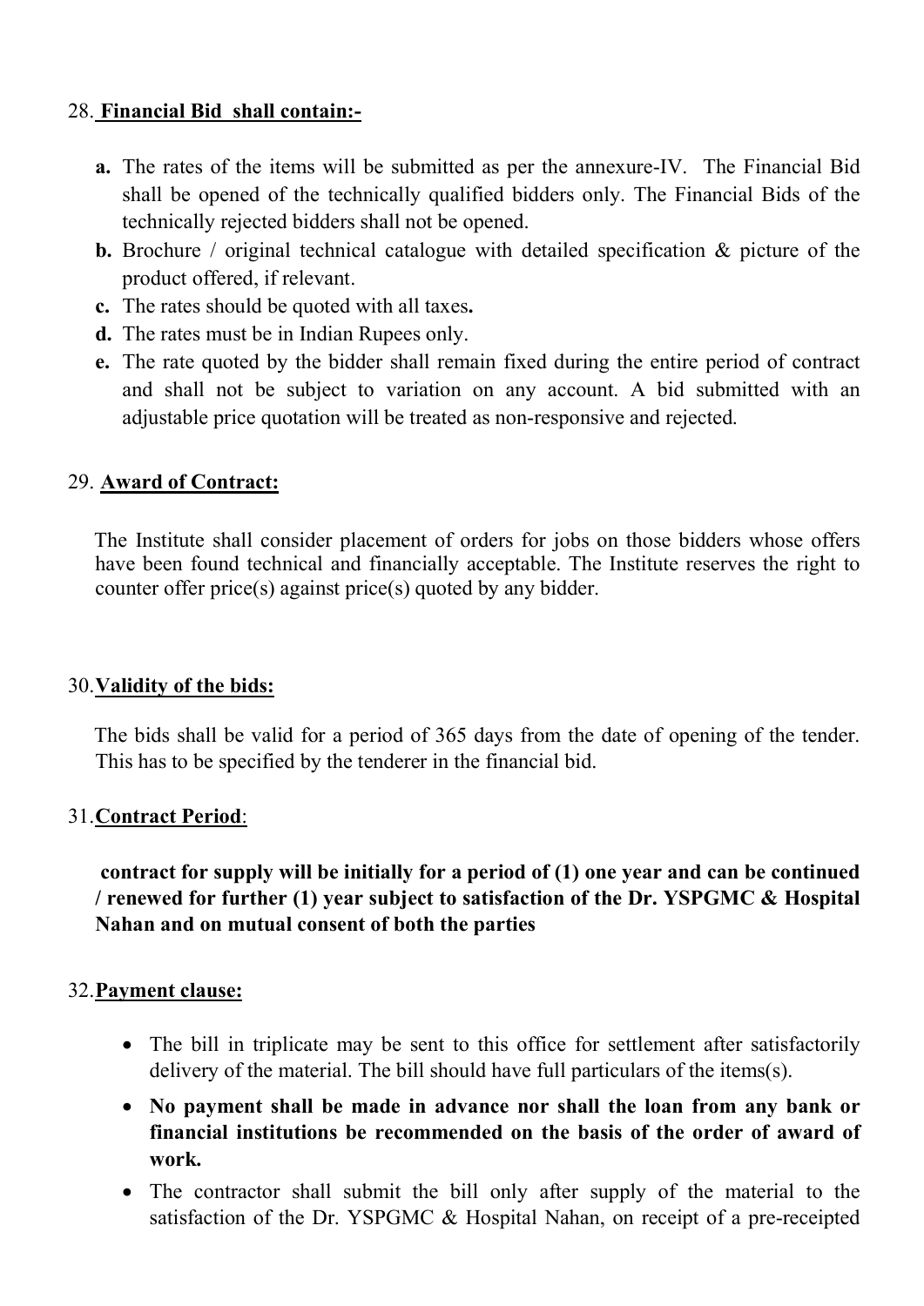28. **Financial Bid shall contain:-**

**a.** The rates of the items will be submitted as per the annexure-IV. The Financial Bid shall be opened of the technically qualified bidders only. The Financial Bids of the technically rejected bidders shall not be opened.

**b.** Brochure / original technical catalogue with detailed specification & picture of the product offered, if relevant.

**c.** The rates should be quoted with all taxes**.**

**d.** The rates must be in Indian Rupees only.

**e.** The rate quoted by the bidder shall remain fixed during the entire period of contract and shall not be subject to variation on any account. A bid submitted with an adjustable price quotation will be treated as non-responsive and rejected.

29. **Award of Contract:**

The Institute shall consider placement of orders for jobs on those bidders whose offers have been found technical and financially acceptable. The Institute reserves the right to counter offer price(s) against price(s) quoted by any bidder.

30. **Validity of the bids:**

The bids shall be valid for a period of 365 days from the date of opening of the tender. This has to be specified by the tenderer in the financial bid.

31. **Contract Period**:

**contract for supply will be initially for a period of (1) one year and can be continued / renewed for further (1) year subject to satisfaction of the Dr. YSPGMC & Hospital Nahan and on mutual consent of both the parties**

32. **Payment clause:**

- The bill in triplicate may be sent to this office for settlement after satisfactorily delivery of the material. The bill should have full particulars of the items(s).
- **No payment shall be made in advance nor shall the loan from any bank or financial institutions be recommended on the basis of the order of award of work.**
- The contractor shall submit the bill only after supply of the material to the satisfaction of the Dr. YSPGMC & Hospital Nahan, on receipt of a pre-receipted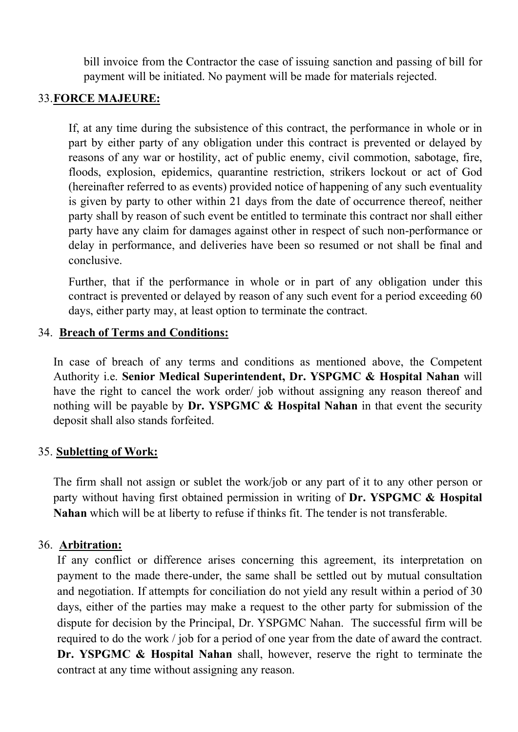bill invoice from the Contractor the case of issuing sanction and passing of bill for payment will be initiated. No payment will be made for materials rejected.

## 33. FORCE MAJEURE:

If, at any time during the subsistence of this contract, the performance in whole or in part by either party of any obligation under this contract is prevented or delayed by reasons of any war or hostility, act of public enemy, civil commotion, sabotage, fire, floods, explosion, epidemics, quarantine restriction, strikers lockout or act of God (hereinafter referred to as events) provided notice of happening of any such eventuality is given by party to other within 21 days from the date of occurrence thereof, neither party shall by reason of such event be entitled to terminate this contract nor shall either party have any claim for damages against other in respect of such non-performance or delay in performance, and deliveries have been so resumed or not shall be final and conclusive.

Further, that if the performance in whole or in part of any obligation under this contract is prevented or delayed by reason of any such event for a period exceeding 60 days, either party may, at least option to terminate the contract.

## 34. Breach of Terms and Conditions:

In case of breach of any terms and conditions as mentioned above, the Competent Authority i.e. **Senior Medical Superintendent, Dr. YSPGMC & Hospital Nahan** will have the right to cancel the work order/ job without assigning any reason thereof and nothing will be payable by **Dr. YSPGMC & Hospital Nahan** in that event the security deposit shall also stands forfeited.

## 35. Subletting of Work:

The firm shall not assign or sublet the work/job or any part of it to any other person or party without having first obtained permission in writing of **Dr. YSPGMC & Hospital Nahan** which will be at liberty to refuse if thinks fit. The tender is not transferable.

## 36. Arbitration:

If any conflict or difference arises concerning this agreement, its interpretation on payment to the made there-under, the same shall be settled out by mutual consultation and negotiation. If attempts for conciliation do not yield any result within a period of 30 days, either of the parties may make a request to the other party for submission of the dispute for decision by the Principal, Dr. YSPGMC Nahan. The successful firm will be required to do the work / job for a period of one year from the date of award the contract. **Dr. YSPGMC & Hospital Nahan** shall, however, reserve the right to terminate the contract at any time without assigning any reason.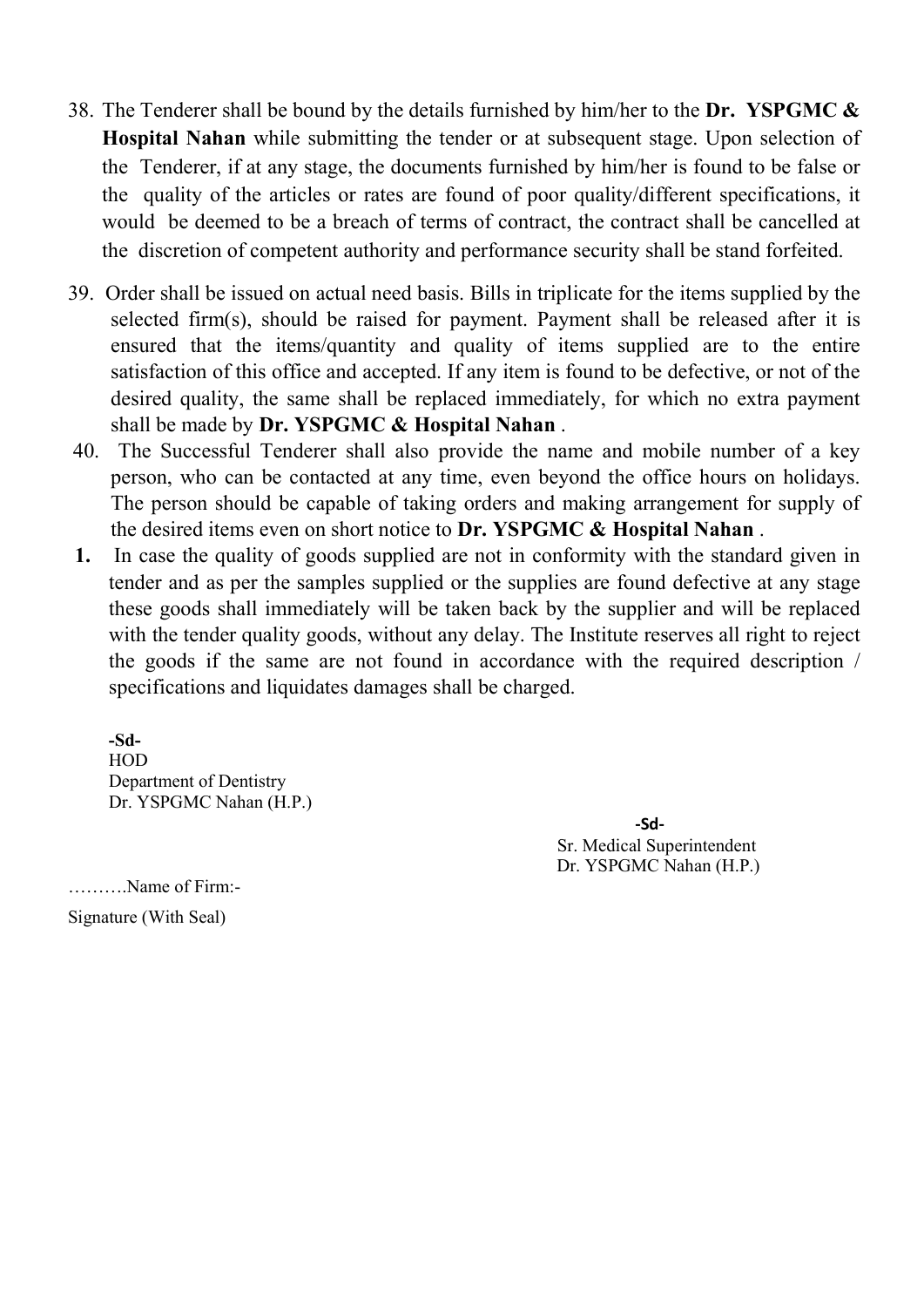38. The Tenderer shall be bound by the details furnished by him/her to the **Dr. YSPGMC & Hospital Nahan** while submitting the tender or at subsequent stage. Upon selection of the Tenderer, if at any stage, the documents furnished by him/her is found to be false or the quality of the articles or rates are found of poor quality/different specifications, it would be deemed to be a breach of terms of contract, the contract shall be cancelled at the discretion of competent authority and performance security shall be stand forfeited.

39. Order shall be issued on actual need basis. Bills in triplicate for the items supplied by the selected firm(s), should be raised for payment. Payment shall be released after it is ensured that the items/quantity and quality of items supplied are to the entire satisfaction of this office and accepted. If any item is found to be defective, or not of the desired quality, the same shall be replaced immediately, for which no extra payment shall be made by **Dr. YSPGMC & Hospital Nahan** .

40. The Successful Tenderer shall also provide the name and mobile number of a key person, who can be contacted at any time, even beyond the office hours on holidays. The person should be capable of taking orders and making arrangement for supply of the desired items even on short notice to **Dr. YSPGMC & Hospital Nahan** .

**1.** In case the quality of goods supplied are not in conformity with the standard given in tender and as per the samples supplied or the supplies are found defective at any stage these goods shall immediately will be taken back by the supplier and will be replaced with the tender quality goods, without any delay. The Institute reserves all right to reject the goods if the same are not found in accordance with the required description / specifications and liquidates damages shall be charged.

**-Sd-**
HOD
Department of Dentistry
Dr. YSPGMC Nahan (H.P.)

**-Sd-**
Sr. Medical Superintendent
Dr. YSPGMC Nahan (H.P.)

……….Name of Firm:-

Signature (With Seal)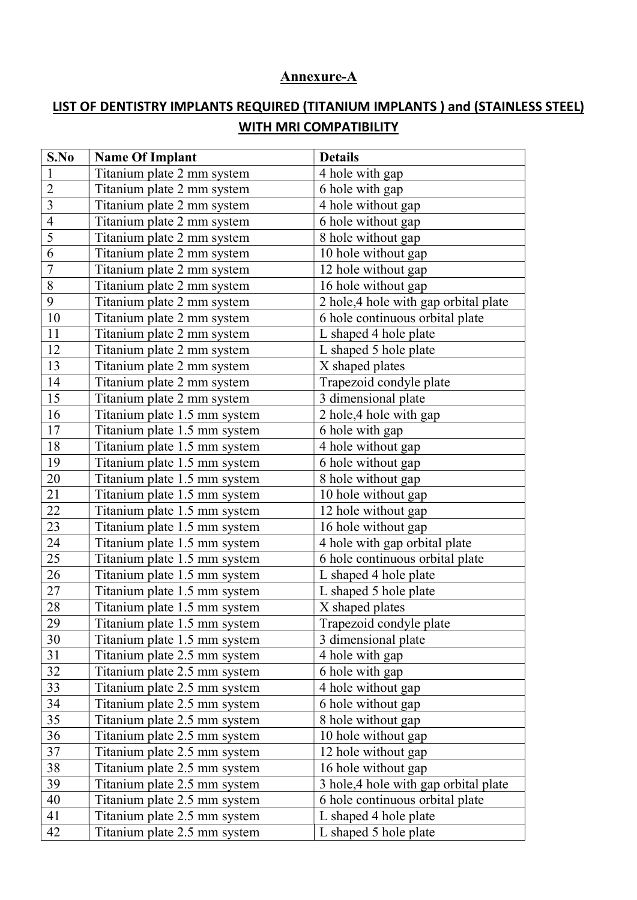## Annexure-A

### LIST OF DENTISTRY IMPLANTS REQUIRED (TITANIUM IMPLANTS ) and (STAINLESS STEEL) WITH MRI COMPATIBILITY

| S.No | Name Of Implant | Details |
|---|---|---|
| 1 | Titanium plate 2 mm system | 4 hole with gap |
| 2 | Titanium plate 2 mm system | 6 hole with gap |
| 3 | Titanium plate 2 mm system | 4 hole without gap |
| 4 | Titanium plate 2 mm system | 6 hole without gap |
| 5 | Titanium plate 2 mm system | 8 hole without gap |
| 6 | Titanium plate 2 mm system | 10 hole without gap |
| 7 | Titanium plate 2 mm system | 12 hole without gap |
| 8 | Titanium plate 2 mm system | 16 hole without gap |
| 9 | Titanium plate 2 mm system | 2 hole,4 hole with gap orbital plate |
| 10 | Titanium plate 2 mm system | 6 hole continuous orbital plate |
| 11 | Titanium plate 2 mm system | L shaped 4 hole plate |
| 12 | Titanium plate 2 mm system | L shaped 5 hole plate |
| 13 | Titanium plate 2 mm system | X shaped plates |
| 14 | Titanium plate 2 mm system | Trapezoid condyle plate |
| 15 | Titanium plate 2 mm system | 3 dimensional plate |
| 16 | Titanium plate 1.5 mm system | 2 hole,4 hole with gap |
| 17 | Titanium plate 1.5 mm system | 6 hole with gap |
| 18 | Titanium plate 1.5 mm system | 4 hole without gap |
| 19 | Titanium plate 1.5 mm system | 6 hole without gap |
| 20 | Titanium plate 1.5 mm system | 8 hole without gap |
| 21 | Titanium plate 1.5 mm system | 10 hole without gap |
| 22 | Titanium plate 1.5 mm system | 12 hole without gap |
| 23 | Titanium plate 1.5 mm system | 16 hole without gap |
| 24 | Titanium plate 1.5 mm system | 4 hole with gap orbital plate |
| 25 | Titanium plate 1.5 mm system | 6 hole continuous orbital plate |
| 26 | Titanium plate 1.5 mm system | L shaped 4 hole plate |
| 27 | Titanium plate 1.5 mm system | L shaped 5 hole plate |
| 28 | Titanium plate 1.5 mm system | X shaped plates |
| 29 | Titanium plate 1.5 mm system | Trapezoid condyle plate |
| 30 | Titanium plate 1.5 mm system | 3 dimensional plate |
| 31 | Titanium plate 2.5 mm system | 4 hole with gap |
| 32 | Titanium plate 2.5 mm system | 6 hole with gap |
| 33 | Titanium plate 2.5 mm system | 4 hole without gap |
| 34 | Titanium plate 2.5 mm system | 6 hole without gap |
| 35 | Titanium plate 2.5 mm system | 8 hole without gap |
| 36 | Titanium plate 2.5 mm system | 10 hole without gap |
| 37 | Titanium plate 2.5 mm system | 12 hole without gap |
| 38 | Titanium plate 2.5 mm system | 16 hole without gap |
| 39 | Titanium plate 2.5 mm system | 3 hole,4 hole with gap orbital plate |
| 40 | Titanium plate 2.5 mm system | 6 hole continuous orbital plate |
| 41 | Titanium plate 2.5 mm system | L shaped 4 hole plate |
| 42 | Titanium plate 2.5 mm system | L shaped 5 hole plate |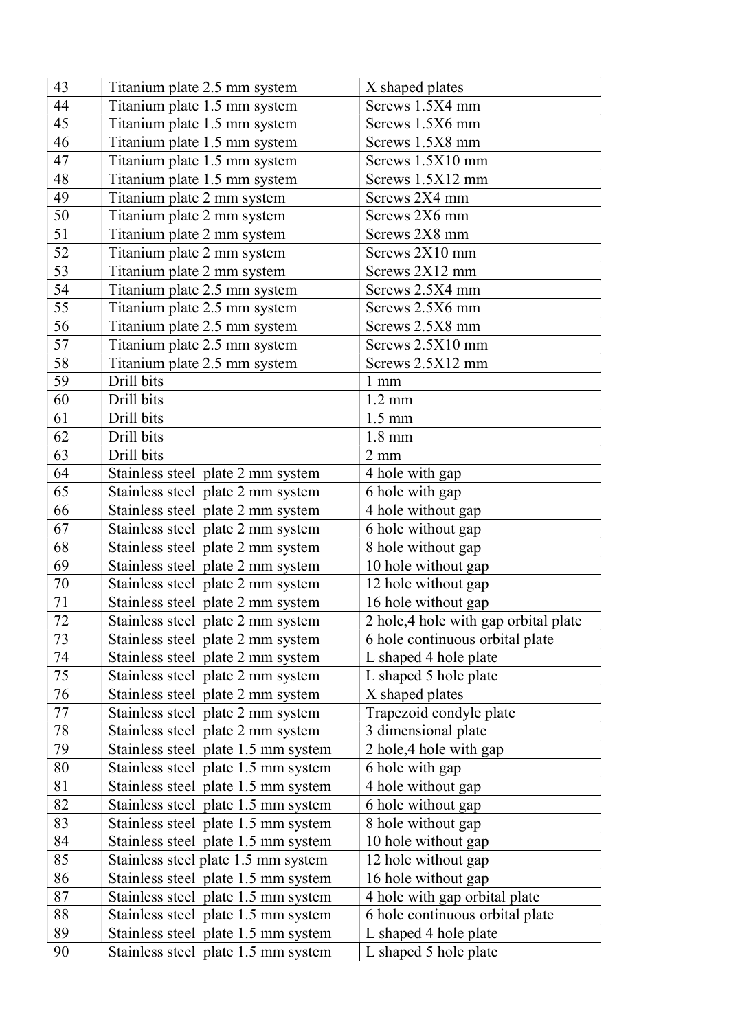| 43 | Titanium plate 2.5 mm system | X shaped plates |
|---|---|---|
| 44 | Titanium plate 1.5 mm system | Screws 1.5X4 mm |
| 45 | Titanium plate 1.5 mm system | Screws 1.5X6 mm |
| 46 | Titanium plate 1.5 mm system | Screws 1.5X8 mm |
| 47 | Titanium plate 1.5 mm system | Screws 1.5X10 mm |
| 48 | Titanium plate 1.5 mm system | Screws 1.5X12 mm |
| 49 | Titanium plate 2 mm system | Screws 2X4 mm |
| 50 | Titanium plate 2 mm system | Screws 2X6 mm |
| 51 | Titanium plate 2 mm system | Screws 2X8 mm |
| 52 | Titanium plate 2 mm system | Screws 2X10 mm |
| 53 | Titanium plate 2 mm system | Screws 2X12 mm |
| 54 | Titanium plate 2.5 mm system | Screws 2.5X4 mm |
| 55 | Titanium plate 2.5 mm system | Screws 2.5X6 mm |
| 56 | Titanium plate 2.5 mm system | Screws 2.5X8 mm |
| 57 | Titanium plate 2.5 mm system | Screws 2.5X10 mm |
| 58 | Titanium plate 2.5 mm system | Screws 2.5X12 mm |
| 59 | Drill bits | 1 mm |
| 60 | Drill bits | 1.2 mm |
| 61 | Drill bits | 1.5 mm |
| 62 | Drill bits | 1.8 mm |
| 63 | Drill bits | 2 mm |
| 64 | Stainless steel plate 2 mm system | 4 hole with gap |
| 65 | Stainless steel plate 2 mm system | 6 hole with gap |
| 66 | Stainless steel plate 2 mm system | 4 hole without gap |
| 67 | Stainless steel plate 2 mm system | 6 hole without gap |
| 68 | Stainless steel plate 2 mm system | 8 hole without gap |
| 69 | Stainless steel plate 2 mm system | 10 hole without gap |
| 70 | Stainless steel plate 2 mm system | 12 hole without gap |
| 71 | Stainless steel plate 2 mm system | 16 hole without gap |
| 72 | Stainless steel plate 2 mm system | 2 hole,4 hole with gap orbital plate |
| 73 | Stainless steel plate 2 mm system | 6 hole continuous orbital plate |
| 74 | Stainless steel plate 2 mm system | L shaped 4 hole plate |
| 75 | Stainless steel plate 2 mm system | L shaped 5 hole plate |
| 76 | Stainless steel plate 2 mm system | X shaped plates |
| 77 | Stainless steel plate 2 mm system | Trapezoid condyle plate |
| 78 | Stainless steel plate 2 mm system | 3 dimensional plate |
| 79 | Stainless steel plate 1.5 mm system | 2 hole,4 hole with gap |
| 80 | Stainless steel plate 1.5 mm system | 6 hole with gap |
| 81 | Stainless steel plate 1.5 mm system | 4 hole without gap |
| 82 | Stainless steel plate 1.5 mm system | 6 hole without gap |
| 83 | Stainless steel plate 1.5 mm system | 8 hole without gap |
| 84 | Stainless steel plate 1.5 mm system | 10 hole without gap |
| 85 | Stainless steel plate 1.5 mm system | 12 hole without gap |
| 86 | Stainless steel plate 1.5 mm system | 16 hole without gap |
| 87 | Stainless steel plate 1.5 mm system | 4 hole with gap orbital plate |
| 88 | Stainless steel plate 1.5 mm system | 6 hole continuous orbital plate |
| 89 | Stainless steel plate 1.5 mm system | L shaped 4 hole plate |
| 90 | Stainless steel plate 1.5 mm system | L shaped 5 hole plate |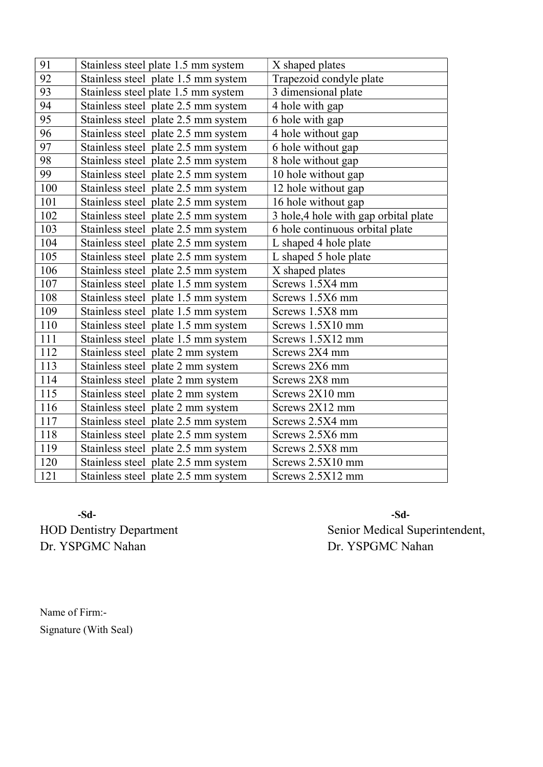| 91 | Stainless steel plate 1.5 mm system | X shaped plates |
|---|---|---|
| 92 | Stainless steel plate 1.5 mm system | Trapezoid condyle plate |
| 93 | Stainless steel plate 1.5 mm system | 3 dimensional plate |
| 94 | Stainless steel plate 2.5 mm system | 4 hole with gap |
| 95 | Stainless steel plate 2.5 mm system | 6 hole with gap |
| 96 | Stainless steel plate 2.5 mm system | 4 hole without gap |
| 97 | Stainless steel plate 2.5 mm system | 6 hole without gap |
| 98 | Stainless steel plate 2.5 mm system | 8 hole without gap |
| 99 | Stainless steel plate 2.5 mm system | 10 hole without gap |
| 100 | Stainless steel plate 2.5 mm system | 12 hole without gap |
| 101 | Stainless steel plate 2.5 mm system | 16 hole without gap |
| 102 | Stainless steel plate 2.5 mm system | 3 hole,4 hole with gap orbital plate |
| 103 | Stainless steel plate 2.5 mm system | 6 hole continuous orbital plate |
| 104 | Stainless steel plate 2.5 mm system | L shaped 4 hole plate |
| 105 | Stainless steel plate 2.5 mm system | L shaped 5 hole plate |
| 106 | Stainless steel plate 2.5 mm system | X shaped plates |
| 107 | Stainless steel plate 1.5 mm system | Screws 1.5X4 mm |
| 108 | Stainless steel plate 1.5 mm system | Screws 1.5X6 mm |
| 109 | Stainless steel plate 1.5 mm system | Screws 1.5X8 mm |
| 110 | Stainless steel plate 1.5 mm system | Screws 1.5X10 mm |
| 111 | Stainless steel plate 1.5 mm system | Screws 1.5X12 mm |
| 112 | Stainless steel plate 2 mm system | Screws 2X4 mm |
| 113 | Stainless steel plate 2 mm system | Screws 2X6 mm |
| 114 | Stainless steel plate 2 mm system | Screws 2X8 mm |
| 115 | Stainless steel plate 2 mm system | Screws 2X10 mm |
| 116 | Stainless steel plate 2 mm system | Screws 2X12 mm |
| 117 | Stainless steel plate 2.5 mm system | Screws 2.5X4 mm |
| 118 | Stainless steel plate 2.5 mm system | Screws 2.5X6 mm |
| 119 | Stainless steel plate 2.5 mm system | Screws 2.5X8 mm |
| 120 | Stainless steel plate 2.5 mm system | Screws 2.5X10 mm |
| 121 | Stainless steel plate 2.5 mm system | Screws 2.5X12 mm |

**-Sd-**
HOD Dentistry Department
Dr. YSPGMC Nahan

**-Sd-**
Senior Medical Superintendent,
Dr. YSPGMC Nahan

Name of Firm:-

Signature (With Seal)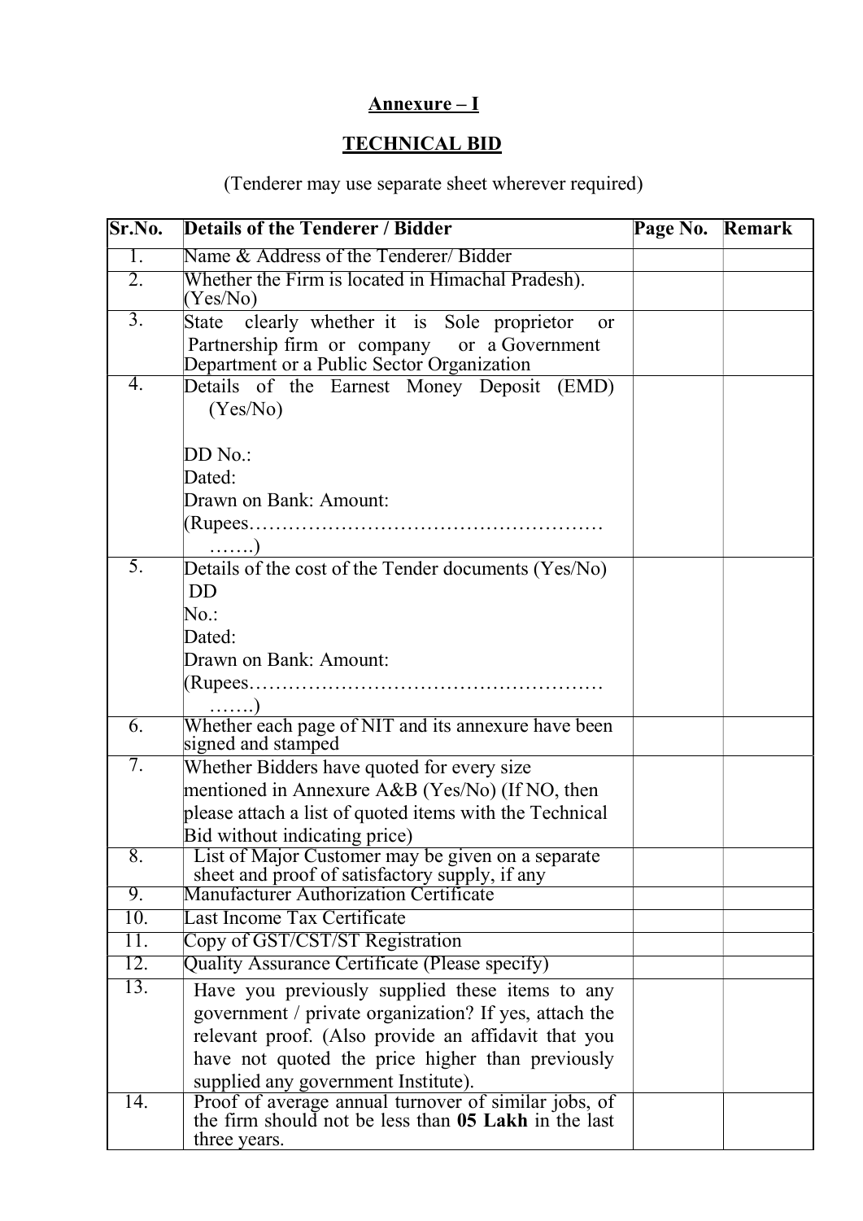**Annexure – I**

**TECHNICAL BID**

(Tenderer may use separate sheet wherever required)

| Sr.No. | Details of the Tenderer / Bidder | Page No. | Remark |
|---|---|---|---|
| 1. | Name & Address of the Tenderer/ Bidder | | |
| 2. | Whether the Firm is located in Himachal Pradesh). (Yes/No) | | |
| 3. | State clearly whether it is Sole proprietor or Partnership firm or company or a Government Department or a Public Sector Organization | | |
| 4. | Details of the Earnest Money Deposit (EMD) (Yes/No)<br><br>DD No.:<br>Dated:<br>Drawn on Bank: Amount:<br>(Rupees………………………………………………….) | | |
| 5. | Details of the cost of the Tender documents (Yes/No) DD<br>No.:<br>Dated:<br>Drawn on Bank: Amount:<br>(Rupees………………………………………………….) | | |
| 6. | Whether each page of NIT and its annexure have been signed and stamped | | |
| 7. | Whether Bidders have quoted for every size mentioned in Annexure A&B (Yes/No) (If NO, then please attach a list of quoted items with the Technical Bid without indicating price) | | |
| 8. | List of Major Customer may be given on a separate sheet and proof of satisfactory supply, if any | | |
| 9. | Manufacturer Authorization Certificate | | |
| 10. | Last Income Tax Certificate | | |
| 11. | Copy of GST/CST/ST Registration | | |
| 12. | Quality Assurance Certificate (Please specify) | | |
| 13. | Have you previously supplied these items to any government / private organization? If yes, attach the relevant proof. (Also provide an affidavit that you have not quoted the price higher than previously supplied any government Institute). | | |
| 14. | Proof of average annual turnover of similar jobs, of the firm should not be less than **05 Lakh** in the last three years. | | |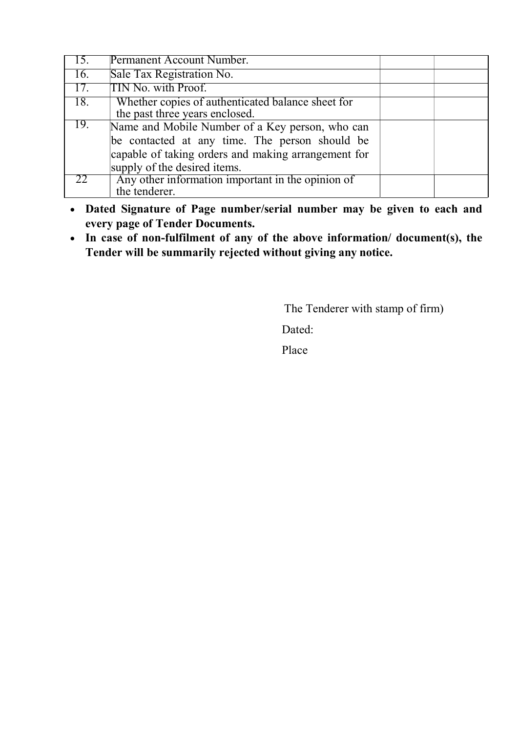| | | | |
|---|---|---|---|
| 15. | Permanent Account Number. | | |
| 16. | Sale Tax Registration No. | | |
| 17. | TIN No. with Proof. | | |
| 18. | Whether copies of authenticated balance sheet for the past three years enclosed. | | |
| 19. | Name and Mobile Number of a Key person, who can be contacted at any time. The person should be capable of taking orders and making arrangement for supply of the desired items. | | |
| 22 | Any other information important in the opinion of the tenderer. | | |

- **Dated Signature of Page number/serial number may be given to each and every page of Tender Documents.**
- **In case of non-fulfilment of any of the above information/ document(s), the Tender will be summarily rejected without giving any notice.**

The Tenderer with stamp of firm)

Dated:

Place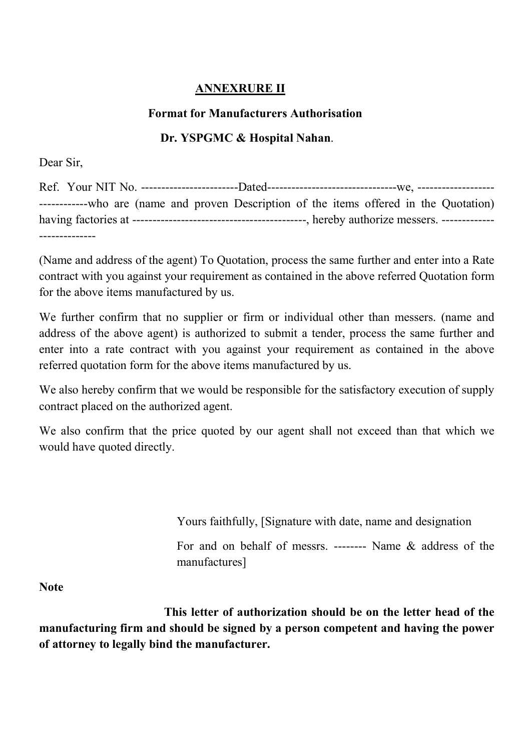## ANNEXRURE II

**Format for Manufacturers Authorisation**

**Dr. YSPGMC & Hospital Nahan**.

Dear Sir,

Ref. Your NIT No. ------------------------Dated-------------------------------we, ------------------------------who are (name and proven Description of the items offered in the Quotation) having factories at -------------------------------------------, hereby authorize messers. ---------------------------

(Name and address of the agent) To Quotation, process the same further and enter into a Rate contract with you against your requirement as contained in the above referred Quotation form for the above items manufactured by us.

We further confirm that no supplier or firm or individual other than messers. (name and address of the above agent) is authorized to submit a tender, process the same further and enter into a rate contract with you against your requirement as contained in the above referred quotation form for the above items manufactured by us.

We also hereby confirm that we would be responsible for the satisfactory execution of supply contract placed on the authorized agent.

We also confirm that the price quoted by our agent shall not exceed than that which we would have quoted directly.

Yours faithfully, [Signature with date, name and designation

For and on behalf of messrs. -------- Name & address of the manufactures]

**Note**

**This letter of authorization should be on the letter head of the manufacturing firm and should be signed by a person competent and having the power of attorney to legally bind the manufacturer.**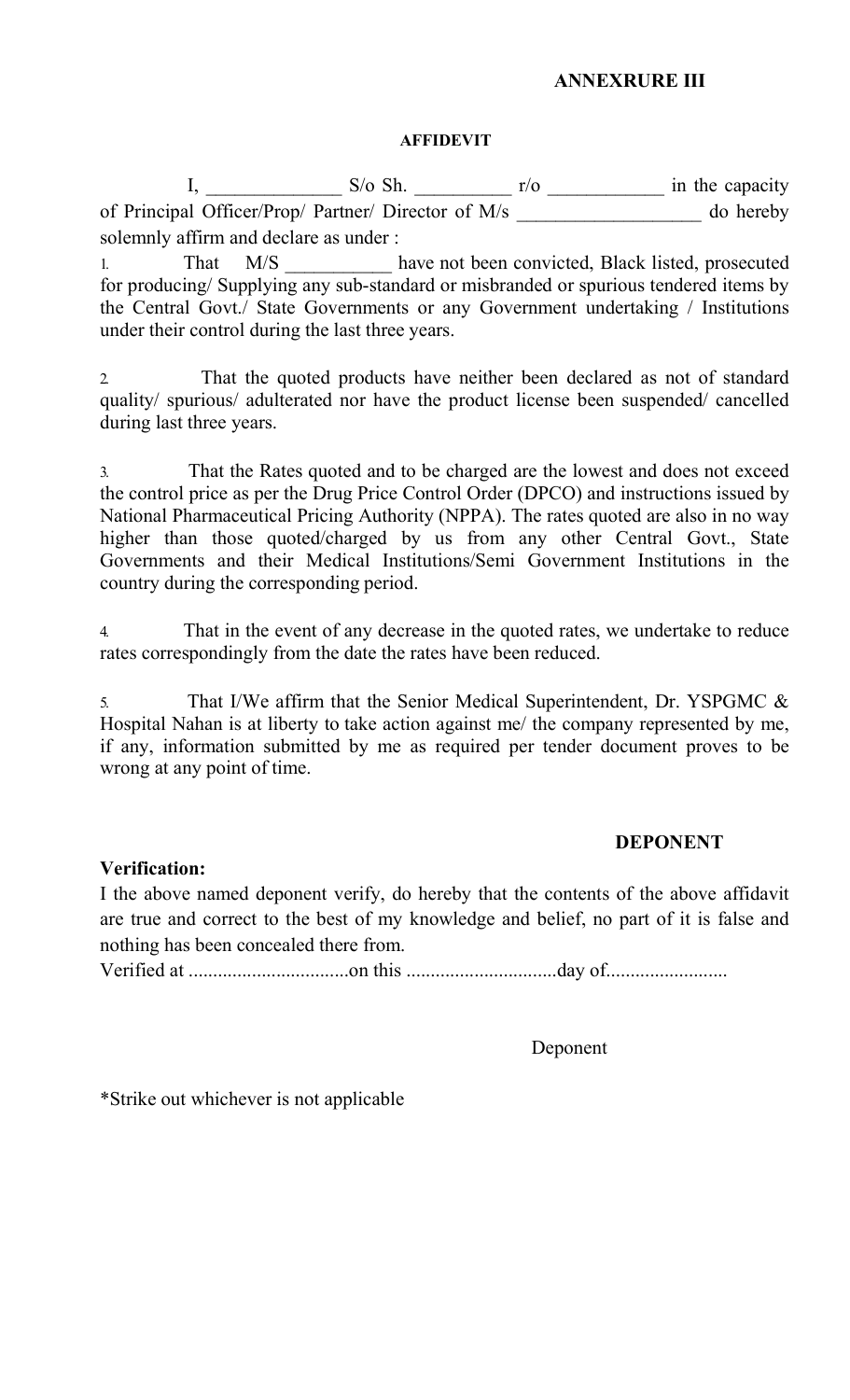**ANNEXRURE III**

**AFFIDEVIT**

I, _____________ S/o Sh. __________ r/o ____________ in the capacity of Principal Officer/Prop/ Partner/ Director of M/s ___________________ do hereby solemnly affirm and declare as under :

1. That M/S ___________ have not been convicted, Black listed, prosecuted for producing/ Supplying any sub-standard or misbranded or spurious tendered items by the Central Govt./ State Governments or any Government undertaking / Institutions under their control during the last three years.

2. That the quoted products have neither been declared as not of standard quality/ spurious/ adulterated nor have the product license been suspended/ cancelled during last three years.

3. That the Rates quoted and to be charged are the lowest and does not exceed the control price as per the Drug Price Control Order (DPCO) and instructions issued by National Pharmaceutical Pricing Authority (NPPA). The rates quoted are also in no way higher than those quoted/charged by us from any other Central Govt., State Governments and their Medical Institutions/Semi Government Institutions in the country during the corresponding period.

4. That in the event of any decrease in the quoted rates, we undertake to reduce rates correspondingly from the date the rates have been reduced.

5. That I/We affirm that the Senior Medical Superintendent, Dr. YSPGMC & Hospital Nahan is at liberty to take action against me/ the company represented by me, if any, information submitted by me as required per tender document proves to be wrong at any point of time.

**DEPONENT**

**Verification:**

I the above named deponent verify, do hereby that the contents of the above affidavit are true and correct to the best of my knowledge and belief, no part of it is false and nothing has been concealed there from.

Verified at ................................on this ..............................day of........................

Deponent

*Strike out whichever is not applicable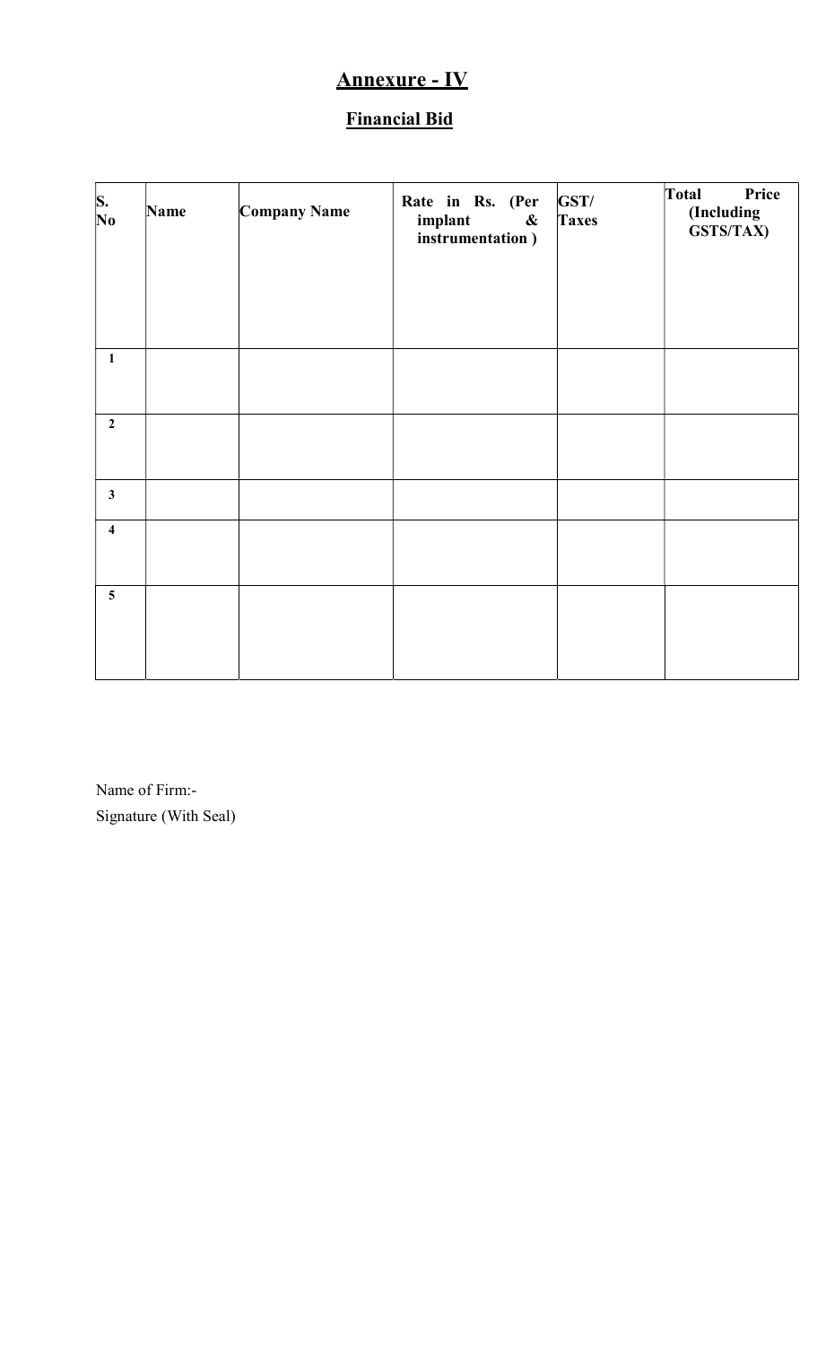# Annexure - IV

## Financial Bid

| S. No | Name | Company Name | Rate in Rs. (Per implant & instrumentation ) | GST/ Taxes | Total Price (Including GSTS/TAX) |
|---|---|---|---|---|---|
| 1 | | | | | |
| 2 | | | | | |
| 3 | | | | | |
| 4 | | | | | |
| 5 | | | | | |

Name of Firm:-

Signature (With Seal)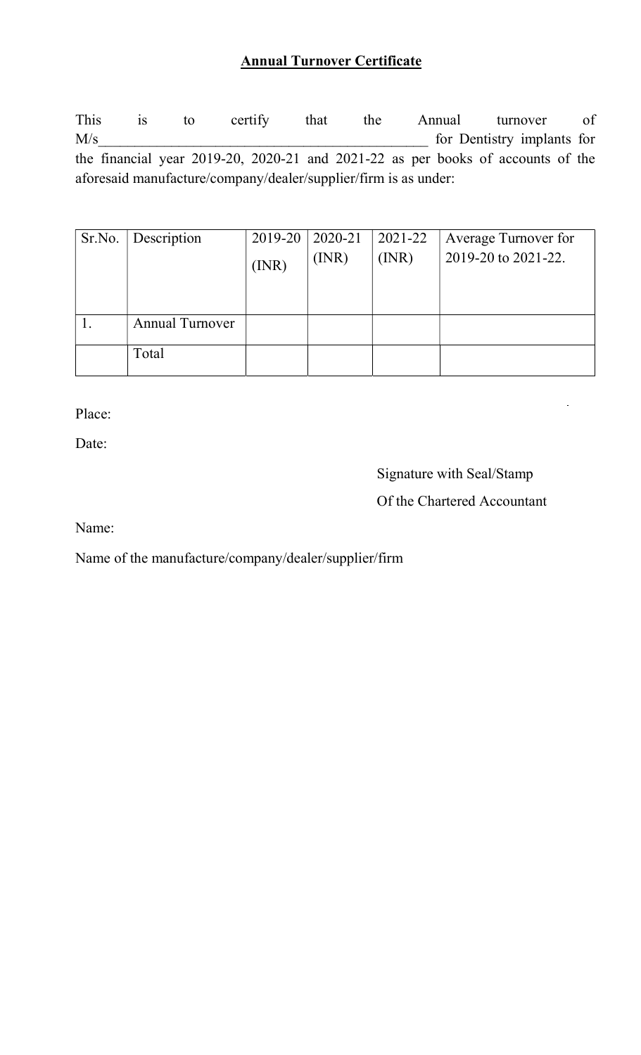## **Annual Turnover Certificate**

This is to certify that the Annual turnover of M/s_____________________________________________ for Dentistry implants for the financial year 2019-20, 2020-21 and 2021-22 as per books of accounts of the aforesaid manufacture/company/dealer/supplier/firm is as under:

| Sr.No. | Description | 2019-20 (INR) | 2020-21 (INR) | 2021-22 (INR) | Average Turnover for 2019-20 to 2021-22. |
|---|---|---|---|---|---|
| 1. | Annual Turnover | | | | |
| | Total | | | | |

Place:

Date:

Signature with Seal/Stamp
Of the Chartered Accountant

Name:

Name of the manufacture/company/dealer/supplier/firm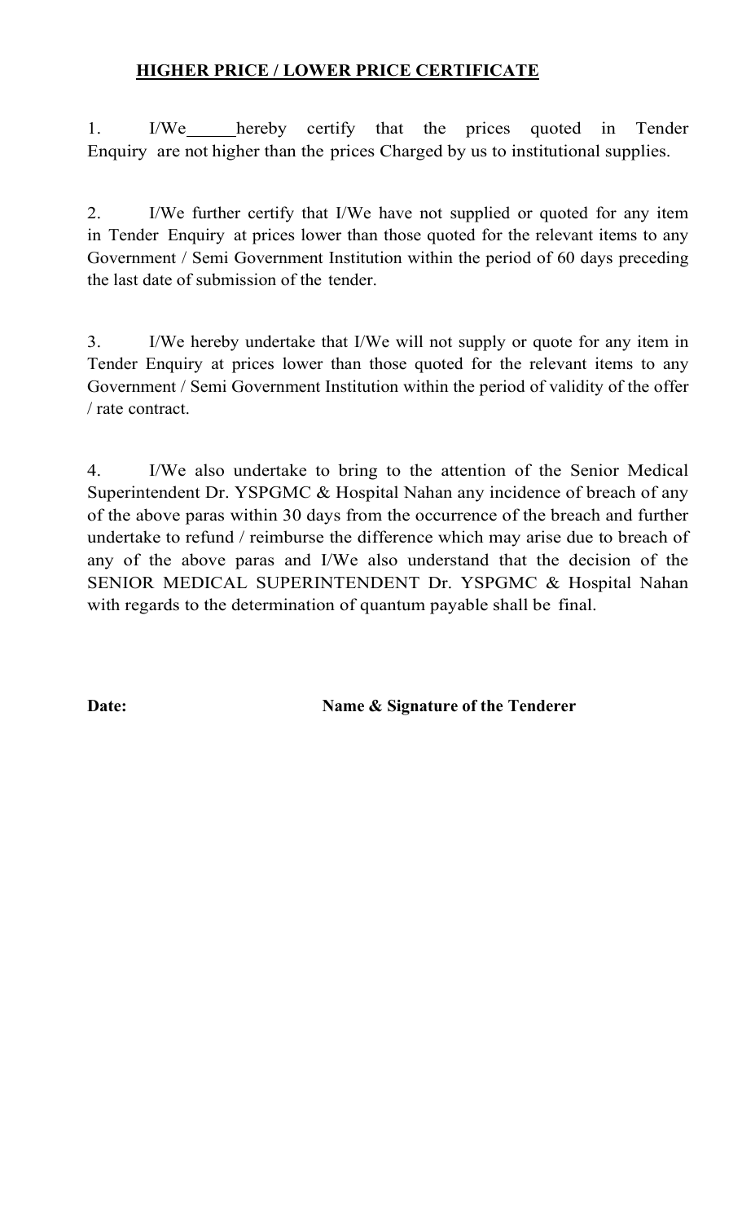## HIGHER PRICE / LOWER PRICE CERTIFICATE

1. I/We_____hereby certify that the prices quoted in Tender Enquiry are not higher than the prices Charged by us to institutional supplies.

2. I/We further certify that I/We have not supplied or quoted for any item in Tender Enquiry at prices lower than those quoted for the relevant items to any Government / Semi Government Institution within the period of 60 days preceding the last date of submission of the tender.

3. I/We hereby undertake that I/We will not supply or quote for any item in Tender Enquiry at prices lower than those quoted for the relevant items to any Government / Semi Government Institution within the period of validity of the offer / rate contract.

4. I/We also undertake to bring to the attention of the Senior Medical Superintendent Dr. YSPGMC & Hospital Nahan any incidence of breach of any of the above paras within 30 days from the occurrence of the breach and further undertake to refund / reimburse the difference which may arise due to breach of any of the above paras and I/We also understand that the decision of the SENIOR MEDICAL SUPERINTENDENT Dr. YSPGMC & Hospital Nahan with regards to the determination of quantum payable shall be final.

**Date:** **Name & Signature of the Tenderer**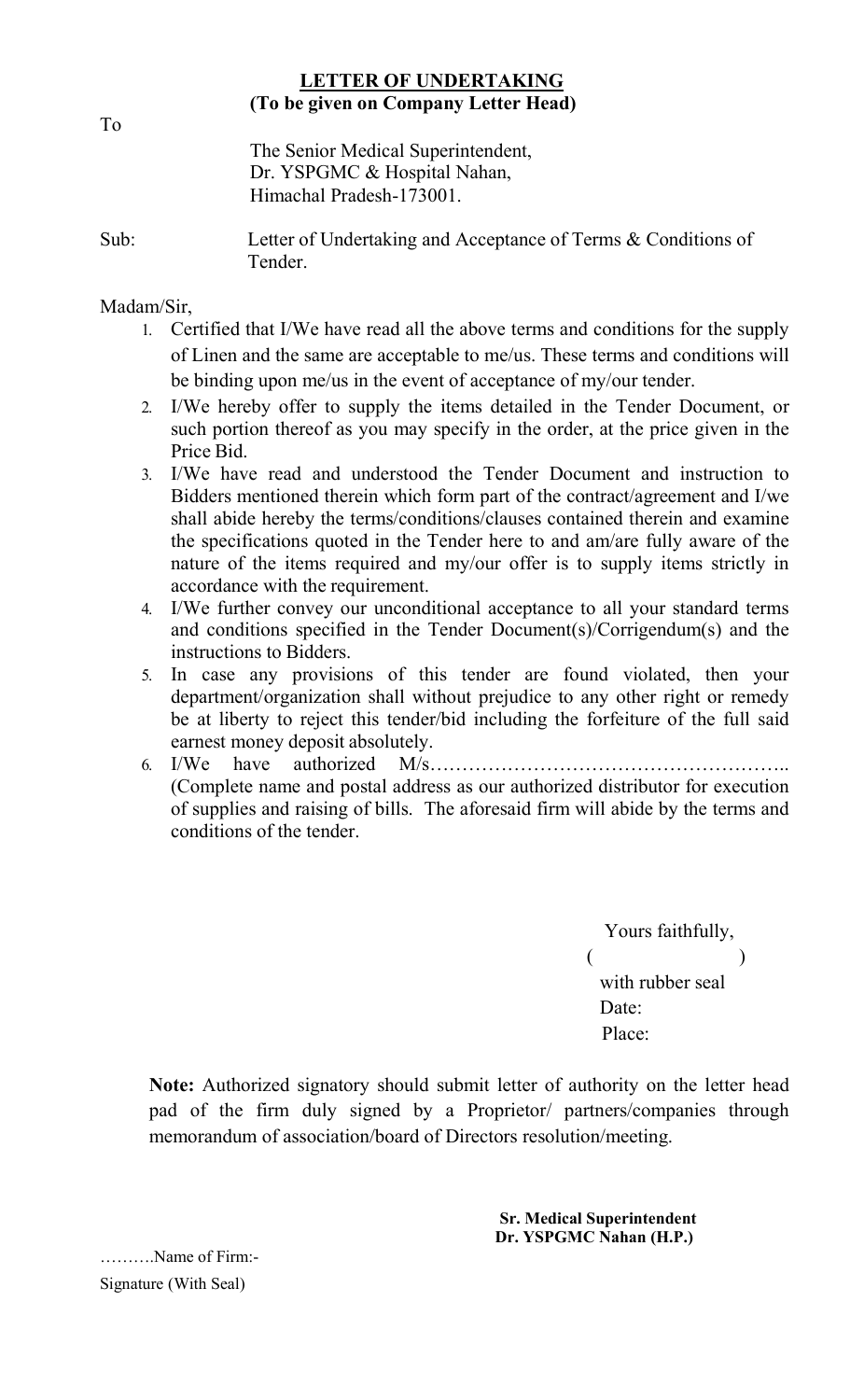**LETTER OF UNDERTAKING**
**(To be given on Company Letter Head)**

To

The Senior Medical Superintendent,
Dr. YSPGMC & Hospital Nahan,
Himachal Pradesh-173001.

Sub: Letter of Undertaking and Acceptance of Terms & Conditions of Tender.

Madam/Sir,

1. Certified that I/We have read all the above terms and conditions for the supply of Linen and the same are acceptable to me/us. These terms and conditions will be binding upon me/us in the event of acceptance of my/our tender.
2. I/We hereby offer to supply the items detailed in the Tender Document, or such portion thereof as you may specify in the order, at the price given in the Price Bid.
3. I/We have read and understood the Tender Document and instruction to Bidders mentioned therein which form part of the contract/agreement and I/we shall abide hereby the terms/conditions/clauses contained therein and examine the specifications quoted in the Tender here to and am/are fully aware of the nature of the items required and my/our offer is to supply items strictly in accordance with the requirement.
4. I/We further convey our unconditional acceptance to all your standard terms and conditions specified in the Tender Document(s)/Corrigendum(s) and the instructions to Bidders.
5. In case any provisions of this tender are found violated, then your department/organization shall without prejudice to any other right or remedy be at liberty to reject this tender/bid including the forfeiture of the full said earnest money deposit absolutely.
6. I/We have authorized M/s……………………………………………….. (Complete name and postal address as our authorized distributor for execution of supplies and raising of bills. The aforesaid firm will abide by the terms and conditions of the tender.

Yours faithfully,
( )
with rubber seal
Date:
Place:

**Note:** Authorized signatory should submit letter of authority on the letter head pad of the firm duly signed by a Proprietor/ partners/companies through memorandum of association/board of Directors resolution/meeting.

**Sr. Medical Superintendent**
**Dr. YSPGMC Nahan (H.P.)**

……….Name of Firm:-

Signature (With Seal)